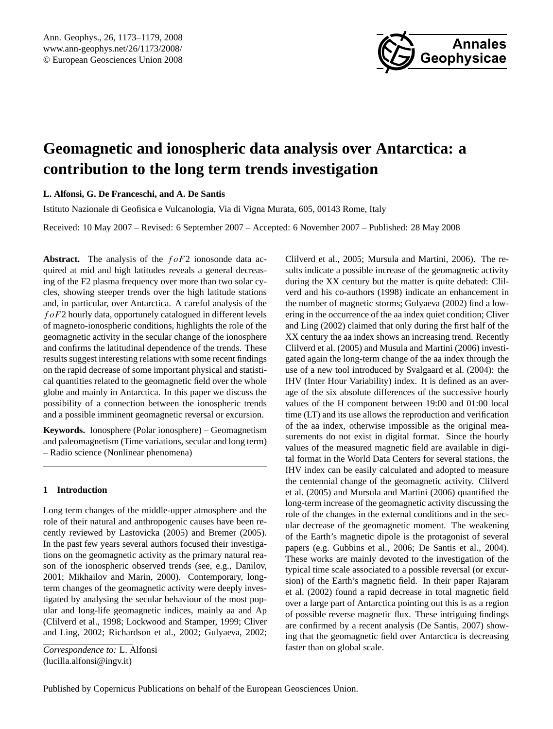# Geomagnetic and ionospheric data analysis over Antarctica: a contribution to the long term trends investigation

**L. Alfonsi, G. De Franceschi, and A. De Santis**

Istituto Nazionale di Geofisica e Vulcanologia, Via di Vigna Murata, 605, 00143 Rome, Italy

Received: 10 May 2007 – Revised: 6 September 2007 – Accepted: 6 November 2007 – Published: 28 May 2008

**Abstract.** The analysis of the $foF2$ ionosonde data acquired at mid and high latitudes reveals a general decreasing of the F2 plasma frequency over more than two solar cycles, showing steeper trends over the high latitude stations and, in particular, over Antarctica. A careful analysis of the $foF2$ hourly data, opportunely catalogued in different levels of magneto-ionospheric conditions, highlights the role of the geomagnetic activity in the secular change of the ionosphere and confirms the latitudinal dependence of the trends. These results suggest interesting relations with some recent findings on the rapid decrease of some important physical and statistical quantities related to the geomagnetic field over the whole globe and mainly in Antarctica. In this paper we discuss the possibility of a connection between the ionospheric trends and a possible imminent geomagnetic reversal or excursion.

**Keywords.** Ionosphere (Polar ionosphere) – Geomagnetism and paleomagnetism (Time variations, secular and long term) – Radio science (Nonlinear phenomena)

## 1 Introduction

Long term changes of the middle-upper atmosphere and the role of their natural and anthropogenic causes have been recently reviewed by Lastovicka (2005) and Bremer (2005). In the past few years several authors focused their investigations on the geomagnetic activity as the primary natural reason of the ionospheric observed trends (see, e.g., Danilov, 2001; Mikhailov and Marin, 2000). Contemporary, long-term changes of the geomagnetic activity were deeply investigated by analysing the secular behaviour of the most popular and long-life geomagnetic indices, mainly aa and Ap (Clilverd et al., 1998; Lockwood and Stamper, 1999; Cliver and Ling, 2002; Richardson et al., 2002; Gulyaeva, 2002; Clilverd et al., 2005; Mursula and Martini, 2006). The results indicate a possible increase of the geomagnetic activity during the XX century but the matter is quite debated: Clilverd and his co-authors (1998) indicate an enhancement in the number of magnetic storms; Gulyaeva (2002) find a lowering in the occurrence of the aa index quiet condition; Cliver and Ling (2002) claimed that only during the first half of the XX century the aa index shows an increasing trend. Recently Clilverd et al. (2005) and Musula and Martini (2006) investigated again the long-term change of the aa index through the use of a new tool introduced by Svalgaard et al. (2004): the IHV (Inter Hour Variability) index. It is defined as an average of the six absolute differences of the successive hourly values of the H component between 19:00 and 01:00 local time (LT) and its use allows the reproduction and verification of the aa index, otherwise impossible as the original measurements do not exist in digital format. Since the hourly values of the measured magnetic field are available in digital format in the World Data Centers for several stations, the IHV index can be easily calculated and adopted to measure the centennial change of the geomagnetic activity. Clilverd et al. (2005) and Mursula and Martini (2006) quantified the long-term increase of the geomagnetic activity discussing the role of the changes in the external conditions and in the secular decrease of the geomagnetic moment. The weakening of the Earth's magnetic dipole is the protagonist of several papers (e.g. Gubbins et al., 2006; De Santis et al., 2004). These works are mainly devoted to the investigation of the typical time scale associated to a possible reversal (or excursion) of the Earth's magnetic field. In their paper Rajaram et al. (2002) found a rapid decrease in total magnetic field over a large part of Antarctica pointing out this is as a region of possible reverse magnetic flux. These intriguing findings are confirmed by a recent analysis (De Santis, 2007) showing that the geomagnetic field over Antarctica is decreasing faster than on global scale.

*Correspondence to:* L. Alfonsi (lucilla.alfonsi@ingv.it)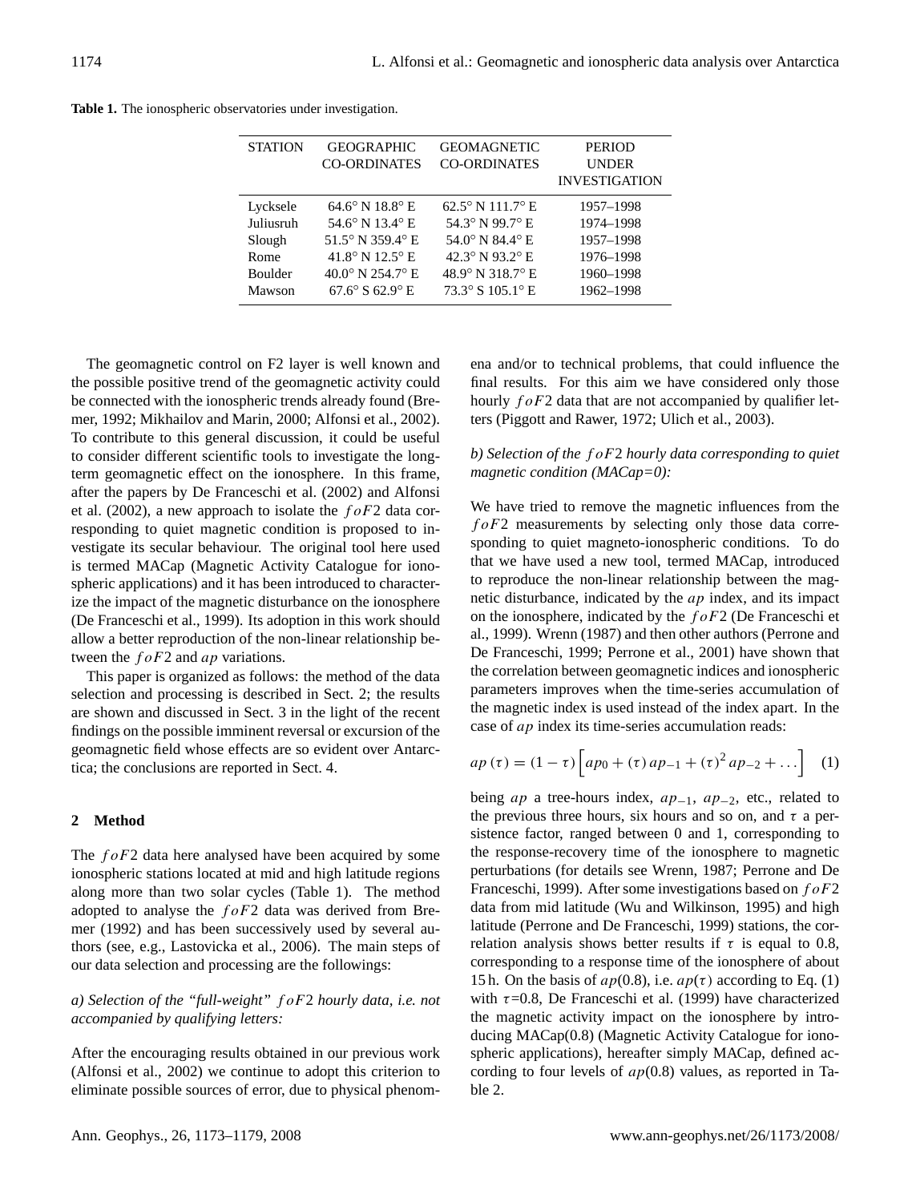**Table 1.** The ionospheric observatories under investigation.

| STATION | GEOGRAPHIC CO-ORDINATES | GEOMAGNETIC CO-ORDINATES | PERIOD UNDER INVESTIGATION |
|---|---|---|---|
| Lycksele | 64.6° N 18.8° E | 62.5° N 111.7° E | 1957–1998 |
| Juliusruh | 54.6° N 13.4° E | 54.3° N 99.7° E | 1974–1998 |
| Slough | 51.5° N 359.4° E | 54.0° N 84.4° E | 1957–1998 |
| Rome | 41.8° N 12.5° E | 42.3° N 93.2° E | 1976–1998 |
| Boulder | 40.0° N 254.7° E | 48.9° N 318.7° E | 1960–1998 |
| Mawson | 67.6° S 62.9° E | 73.3° S 105.1° E | 1962–1998 |

The geomagnetic control on F2 layer is well known and the possible positive trend of the geomagnetic activity could be connected with the ionospheric trends already found (Bremer, 1992; Mikhailov and Marin, 2000; Alfonsi et al., 2002). To contribute to this general discussion, it could be useful to consider different scientific tools to investigate the long-term geomagnetic effect on the ionosphere. In this frame, after the papers by De Franceschi et al. (2002) and Alfonsi et al. (2002), a new approach to isolate the $foF2$ data corresponding to quiet magnetic condition is proposed to investigate its secular behaviour. The original tool here used is termed MACap (Magnetic Activity Catalogue for ionospheric applications) and it has been introduced to characterize the impact of the magnetic disturbance on the ionosphere (De Franceschi et al., 1999). Its adoption in this work should allow a better reproduction of the non-linear relationship between the $foF2$ and $ap$ variations.

This paper is organized as follows: the method of the data selection and processing is described in Sect. 2; the results are shown and discussed in Sect. 3 in the light of the recent findings on the possible imminent reversal or excursion of the geomagnetic field whose effects are so evident over Antarctica; the conclusions are reported in Sect. 4.

## 2 Method

The $foF2$ data here analysed have been acquired by some ionospheric stations located at mid and high latitude regions along more than two solar cycles (Table 1). The method adopted to analyse the $foF2$ data was derived from Bremer (1992) and has been successively used by several authors (see, e.g., Lastovicka et al., 2006). The main steps of our data selection and processing are the followings:

*a) Selection of the "full-weight" $foF2$ hourly data, i.e. not accompanied by qualifying letters:*

After the encouraging results obtained in our previous work (Alfonsi et al., 2002) we continue to adopt this criterion to eliminate possible sources of error, due to physical phenomena and/or to technical problems, that could influence the final results. For this aim we have considered only those hourly $foF2$ data that are not accompanied by qualifier letters (Piggott and Rawer, 1972; Ulich et al., 2003).

*b) Selection of the $foF2$ hourly data corresponding to quiet magnetic condition (MACap=0):*

We have tried to remove the magnetic influences from the $foF2$ measurements by selecting only those data corresponding to quiet magneto-ionospheric conditions. To do that we have used a new tool, termed MACap, introduced to reproduce the non-linear relationship between the magnetic disturbance, indicated by the $ap$ index, and its impact on the ionosphere, indicated by the $foF2$ (De Franceschi et al., 1999). Wrenn (1987) and then other authors (Perrone and De Franceschi, 1999; Perrone et al., 2001) have shown that the correlation between geomagnetic indices and ionospheric parameters improves when the time-series accumulation of the magnetic index is used instead of the index apart. In the case of $ap$ index its time-series accumulation reads:

$$ap\,(\tau) = (1 - \tau)\left[ap_0 + (\tau)\,ap_{-1} + (\tau)^2\,ap_{-2} + \ldots\right] \quad (1)$$

being $ap$ a tree-hours index, $ap_{-1}$, $ap_{-2}$, etc., related to the previous three hours, six hours and so on, and $\tau$ a persistence factor, ranged between 0 and 1, corresponding to the response-recovery time of the ionosphere to magnetic perturbations (for details see Wrenn, 1987; Perrone and De Franceschi, 1999). After some investigations based on $foF2$ data from mid latitude (Wu and Wilkinson, 1995) and high latitude (Perrone and De Franceschi, 1999) stations, the correlation analysis shows better results if $\tau$ is equal to 0.8, corresponding to a response time of the ionosphere of about 15 h. On the basis of $ap$(0.8), i.e. $ap(\tau)$ according to Eq. (1) with $\tau$=0.8, De Franceschi et al. (1999) have characterized the magnetic activity impact on the ionosphere by introducing MACap(0.8) (Magnetic Activity Catalogue for ionospheric applications), hereafter simply MACap, defined according to four levels of $ap$(0.8) values, as reported in Table 2.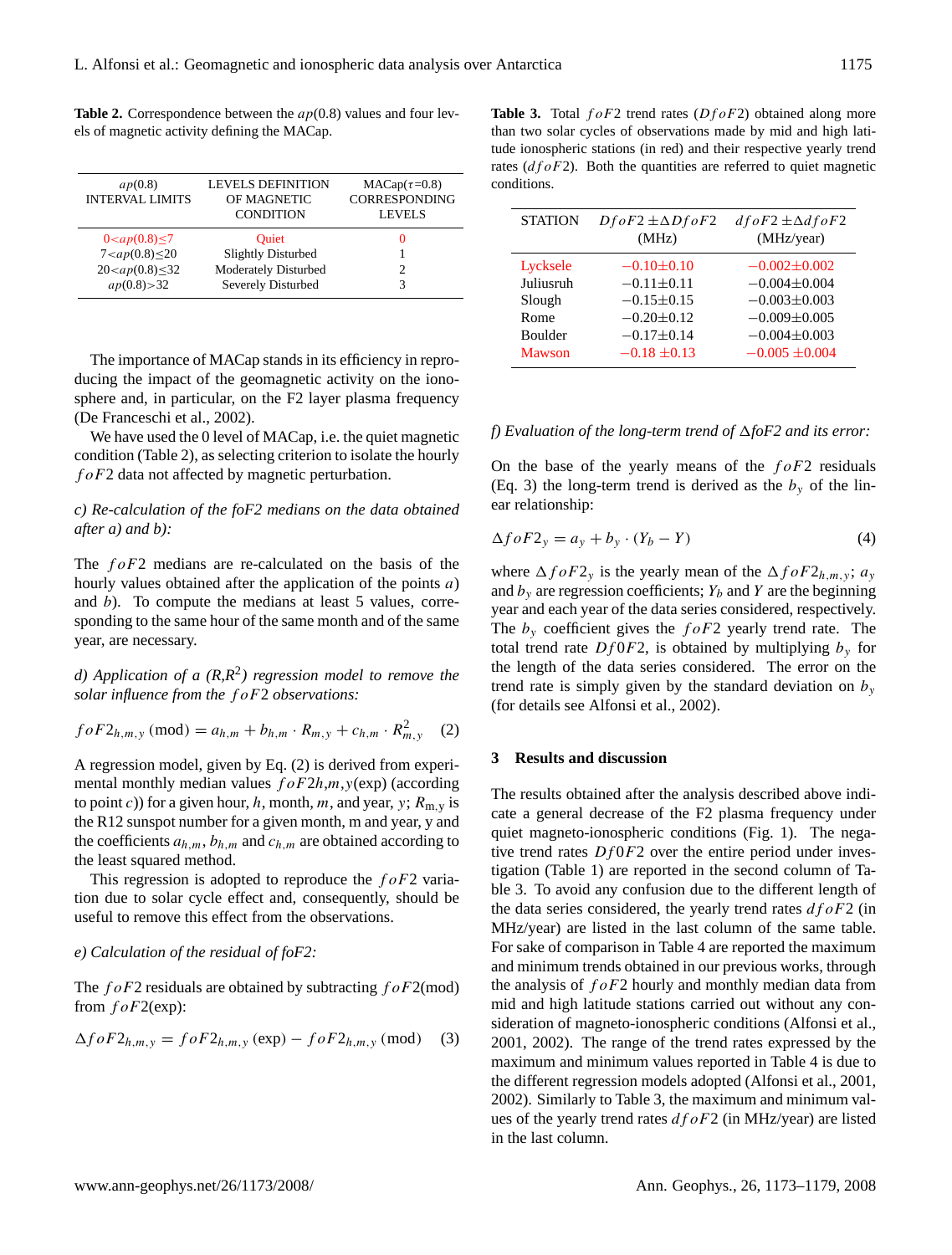**Table 2.** Correspondence between the $ap(0.8)$ values and four levels of magnetic activity defining the MACap.

| $ap(0.8)$ INTERVAL LIMITS | LEVELS DEFINITION OF MAGNETIC CONDITION | MACap($\tau$=0.8) CORRESPONDING LEVELS |
|---|---|---|
| $0<ap(0.8)\leq 7$ | Quiet | 0 |
| $7<ap(0.8)\leq 20$ | Slightly Disturbed | 1 |
| $20<ap(0.8)\leq 32$ | Moderately Disturbed | 2 |
| $ap(0.8)>32$ | Severely Disturbed | 3 |

The importance of MACap stands in its efficiency in reproducing the impact of the geomagnetic activity on the ionosphere and, in particular, on the F2 layer plasma frequency (De Franceschi et al., 2002).

We have used the 0 level of MACap, i.e. the quiet magnetic condition (Table 2), as selecting criterion to isolate the hourly $foF2$ data not affected by magnetic perturbation.

*c) Re-calculation of the foF2 medians on the data obtained after a) and b):*

The $foF2$ medians are re-calculated on the basis of the hourly values obtained after the application of the points $a$) and $b$). To compute the medians at least 5 values, corresponding to the same hour of the same month and of the same year, are necessary.

*d) Application of a $(R,R^2)$ regression model to remove the solar influence from the $foF2$ observations:*

$$foF2_{h,m,y}\,(\mathrm{mod}) = a_{h,m} + b_{h,m}\cdot R_{m,y} + c_{h,m}\cdot R^2_{m,y} \quad (2)$$

A regression model, given by Eq. (2) is derived from experimental monthly median values $foF2h,m,y$(exp) (according to point $c$)) for a given hour, $h$, month, $m$, and year, $y$; $R_{\mathrm{m,y}}$ is the R12 sunspot number for a given month, m and year, y and the coefficients $a_{h,m}$, $b_{h,m}$ and $c_{h,m}$ are obtained according to the least squared method.

This regression is adopted to reproduce the $foF2$ variation due to solar cycle effect and, consequently, should be useful to remove this effect from the observations.

*e) Calculation of the residual of foF2:*

The $foF2$ residuals are obtained by subtracting $foF2$(mod) from $foF2$(exp):

$$\Delta foF2_{h,m,y} = foF2_{h,m,y}\,(\mathrm{exp}) - foF2_{h,m,y}\,(\mathrm{mod}) \quad (3)$$

**Table 3.** Total $foF2$ trend rates ($DfoF2$) obtained along more than two solar cycles of observations made by mid and high latitude ionospheric stations (in red) and their respective yearly trend rates ($dfoF2$). Both the quantities are referred to quiet magnetic conditions.

| STATION | $DfoF2 \pm \Delta DfoF2$ (MHz) | $dfoF2 \pm \Delta dfoF2$ (MHz/year) |
|---|---|---|
| Lycksele | $-0.10\pm0.10$ | $-0.002\pm0.002$ |
| Juliusruh | $-0.11\pm0.11$ | $-0.004\pm0.004$ |
| Slough | $-0.15\pm0.15$ | $-0.003\pm0.003$ |
| Rome | $-0.20\pm0.12$ | $-0.009\pm0.005$ |
| Boulder | $-0.17\pm0.14$ | $-0.004\pm0.003$ |
| Mawson | $-0.18\pm0.13$ | $-0.005\pm0.004$ |

*f) Evaluation of the long-term trend of $\Delta$foF2 and its error:*

On the base of the yearly means of the $foF2$ residuals (Eq. 3) the long-term trend is derived as the $b_y$ of the linear relationship:

$$\Delta foF2_y = a_y + b_y\cdot(Y_b - Y) \quad (4)$$

where $\Delta foF2_y$ is the yearly mean of the $\Delta foF2_{h,m,y}$; $a_y$ and $b_y$ are regression coefficients; $Y_b$ and $Y$ are the beginning year and each year of the data series considered, respectively. The $b_y$ coefficient gives the $foF2$ yearly trend rate. The total trend rate $Df0F2$, is obtained by multiplying $b_y$ for the length of the data series considered. The error on the trend rate is simply given by the standard deviation on $b_y$ (for details see Alfonsi et al., 2002).

## 3 Results and discussion

The results obtained after the analysis described above indicate a general decrease of the F2 plasma frequency under quiet magneto-ionospheric conditions (Fig. 1). The negative trend rates $Df0F2$ over the entire period under investigation (Table 1) are reported in the second column of Table 3. To avoid any confusion due to the different length of the data series considered, the yearly trend rates $dfoF2$ (in MHz/year) are listed in the last column of the same table. For sake of comparison in Table 4 are reported the maximum and minimum trends obtained in our previous works, through the analysis of $foF2$ hourly and monthly median data from mid and high latitude stations carried out without any consideration of magneto-ionospheric conditions (Alfonsi et al., 2001, 2002). The range of the trend rates expressed by the maximum and minimum values reported in Table 4 is due to the different regression models adopted (Alfonsi et al., 2001, 2002). Similarly to Table 3, the maximum and minimum values of the yearly trend rates $dfoF2$ (in MHz/year) are listed in the last column.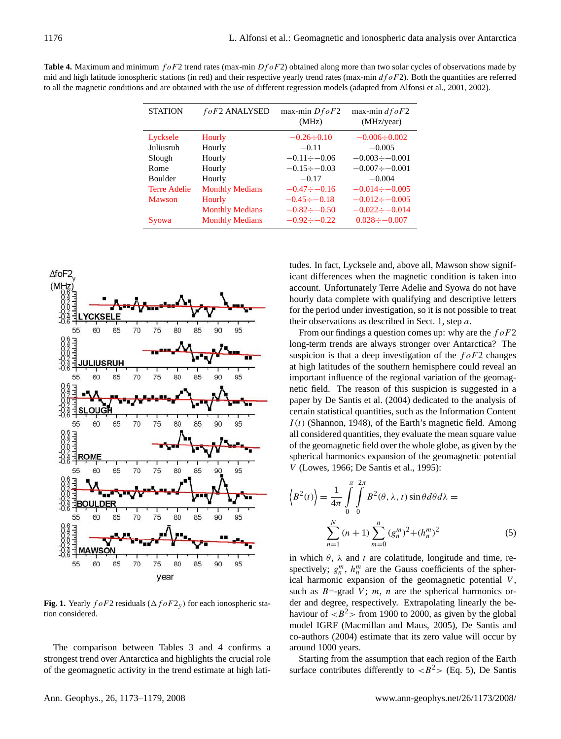**Table 4.** Maximum and minimum $foF2$ trend rates (max-min $DfoF2$) obtained along more than two solar cycles of observations made by mid and high latitude ionospheric stations (in red) and their respective yearly trend rates (max-min $dfoF2$). Both the quantities are referred to all the magnetic conditions and are obtained with the use of different regression models (adapted from Alfonsi et al., 2001, 2002).

| STATION | $foF2$ ANALYSED | max-min $DfoF2$ (MHz) | max-min $dfoF2$ (MHz/year) |
|---|---|---|---|
| Lycksele | Hourly | −0.26÷0.10 | −0.006÷0.002 |
| Juliusruh | Hourly | −0.11 | −0.005 |
| Slough | Hourly | −0.11÷−0.06 | −0.003÷−0.001 |
| Rome | Hourly | −0.15÷−0.03 | −0.007÷−0.001 |
| Boulder | Hourly | −0.17 | −0.004 |
| Terre Adelie | Monthly Medians | −0.47÷−0.16 | −0.014÷−0.005 |
| Mawson | Hourly | −0.45÷−0.18 | −0.012÷−0.005 |
| | Monthly Medians | −0.82÷−0.50 | −0.022÷−0.014 |
| Syowa | Monthly Medians | −0.92÷−0.22 | 0.028÷−0.007 |

**Fig. 1.** Yearly $foF2$ residuals ($\Delta foF2_y$) for each ionospheric station considered.

The comparison between Tables 3 and 4 confirms a strongest trend over Antarctica and highlights the crucial role of the geomagnetic activity in the trend estimate at high latitudes. In fact, Lycksele and, above all, Mawson show significant differences when the magnetic condition is taken into account. Unfortunately Terre Adelie and Syowa do not have hourly data complete with qualifying and descriptive letters for the period under investigation, so it is not possible to treat their observations as described in Sect. 1, step $a$.

From our findings a question comes up: why are the $foF2$ long-term trends are always stronger over Antarctica? The suspicion is that a deep investigation of the $foF2$ changes at high latitudes of the southern hemisphere could reveal an important influence of the regional variation of the geomagnetic field. The reason of this suspicion is suggested in a paper by De Santis et al. (2004) dedicated to the analysis of certain statistical quantities, such as the Information Content $I(t)$ (Shannon, 1948), of the Earth's magnetic field. Among all considered quantities, they evaluate the mean square value of the geomagnetic field over the whole globe, as given by the spherical harmonics expansion of the geomagnetic potential $V$ (Lowes, 1966; De Santis et al., 1995):

$$\left\langle B^2(t)\right\rangle = \frac{1}{4\pi}\int_0^{\pi}\int_0^{2\pi} B^2(\theta,\lambda,t)\sin\theta d\theta d\lambda = \sum_{n=1}^{N}(n+1)\sum_{m=0}^{n}(g_n^m)^2+(h_n^m)^2 \tag{5}$$

in which $\theta$, $\lambda$ and $t$ are colatitude, longitude and time, respectively; $g_n^m$, $h_n^m$ are the Gauss coefficients of the spherical harmonic expansion of the geomagnetic potential $V$, such as $B$=-grad $V$; $m$, $n$ are the spherical harmonics order and degree, respectively. Extrapolating linearly the behaviour of $<B^2>$ from 1900 to 2000, as given by the global model IGRF (Macmillan and Maus, 2005), De Santis and co-authors (2004) estimate that its zero value will occur by around 1000 years.

Starting from the assumption that each region of the Earth surface contributes differently to $<B^2>$ (Eq. 5), De Santis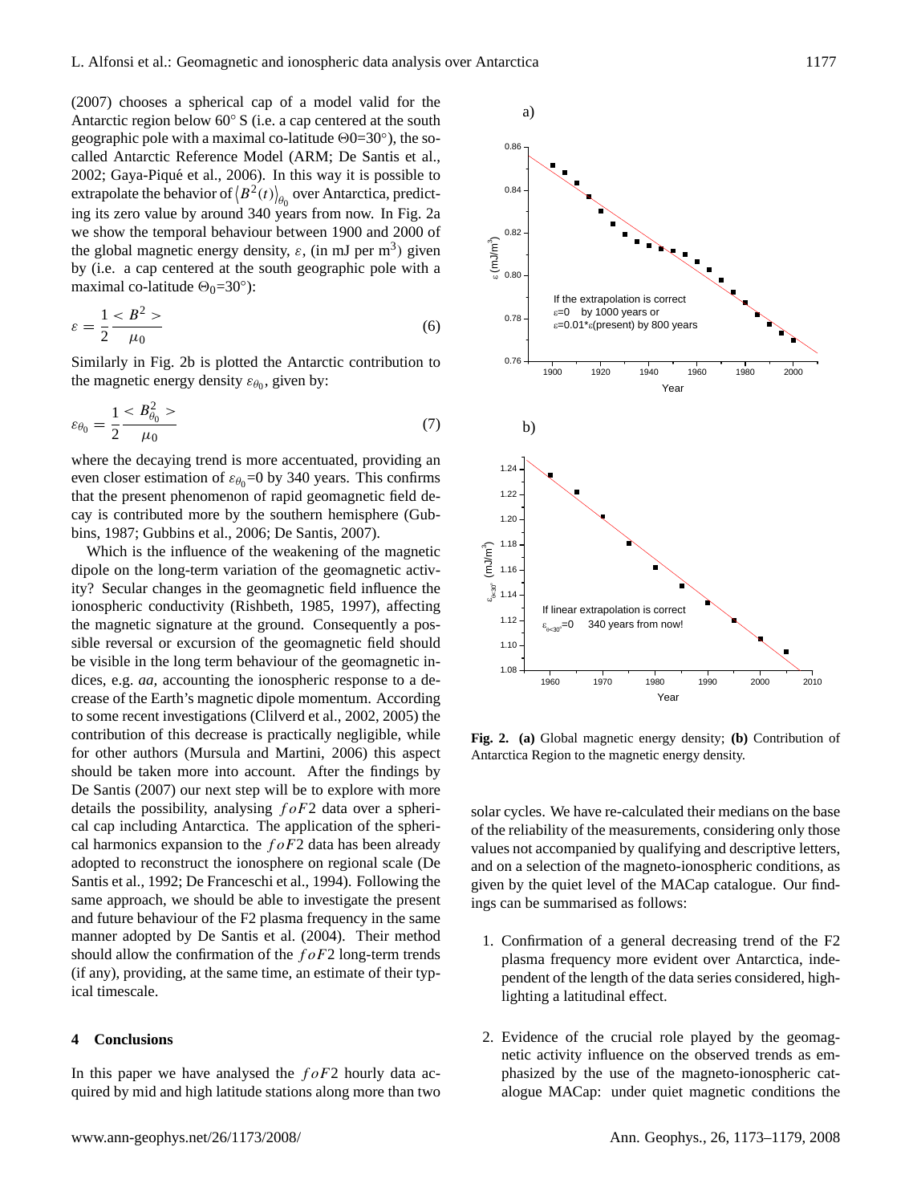(2007) chooses a spherical cap of a model valid for the Antarctic region below 60° S (i.e. a cap centered at the south geographic pole with a maximal co-latitude Θ0=30°), the so-called Antarctic Reference Model (ARM; De Santis et al., 2002; Gaya-Piqué et al., 2006). In this way it is possible to extrapolate the behavior of $\langle B^2(t)\rangle_{\theta_0}$ over Antarctica, predicting its zero value by around 340 years from now. In Fig. 2a we show the temporal behaviour between 1900 and 2000 of the global magnetic energy density, $\varepsilon$, (in mJ per $m^3$) given by (i.e. a cap centered at the south geographic pole with a maximal co-latitude $\Theta_0$=30°):

$$\varepsilon = \frac{1}{2}\frac{<B^2>}{\mu_0} \tag{6}$$

Similarly in Fig. 2b is plotted the Antarctic contribution to the magnetic energy density $\varepsilon_{\theta_0}$, given by:

$$\varepsilon_{\theta_0} = \frac{1}{2}\frac{<B^2_{\theta_0}>}{\mu_0} \tag{7}$$

where the decaying trend is more accentuated, providing an even closer estimation of $\varepsilon_{\theta_0}$=0 by 340 years. This confirms that the present phenomenon of rapid geomagnetic field decay is contributed more by the southern hemisphere (Gubbins, 1987; Gubbins et al., 2006; De Santis, 2007).

Which is the influence of the weakening of the magnetic dipole on the long-term variation of the geomagnetic activity? Secular changes in the geomagnetic field influence the ionospheric conductivity (Rishbeth, 1985, 1997), affecting the magnetic signature at the ground. Consequently a possible reversal or excursion of the geomagnetic field should be visible in the long term behaviour of the geomagnetic indices, e.g. *aa*, accounting the ionospheric response to a decrease of the Earth's magnetic dipole momentum. According to some recent investigations (Clilverd et al., 2002, 2005) the contribution of this decrease is practically negligible, while for other authors (Mursula and Martini, 2006) this aspect should be taken more into account. After the findings by De Santis (2007) our next step will be to explore with more details the possibility, analysing $foF2$ data over a spherical cap including Antarctica. The application of the spherical harmonics expansion to the $foF2$ data has been already adopted to reconstruct the ionosphere on regional scale (De Santis et al., 1992; De Franceschi et al., 1994). Following the same approach, we should be able to investigate the present and future behaviour of the F2 plasma frequency in the same manner adopted by De Santis et al. (2004). Their method should allow the confirmation of the $foF2$ long-term trends (if any), providing, at the same time, an estimate of their typical timescale.

## 4 Conclusions

In this paper we have analysed the $foF2$ hourly data acquired by mid and high latitude stations along more than two solar cycles. We have re-calculated their medians on the base of the reliability of the measurements, considering only those values not accompanied by qualifying and descriptive letters, and on a selection of the magneto-ionospheric conditions, as given by the quiet level of the MACap catalogue. Our findings can be summarised as follows:

1. Confirmation of a general decreasing trend of the F2 plasma frequency more evident over Antarctica, independent of the length of the data series considered, highlighting a latitudinal effect.

2. Evidence of the crucial role played by the geomagnetic activity influence on the observed trends as emphasized by the use of the magneto-ionospheric catalogue MACap: under quiet magnetic conditions the

**Fig. 2.** **(a)** Global magnetic energy density; **(b)** Contribution of Antarctica Region to the magnetic energy density.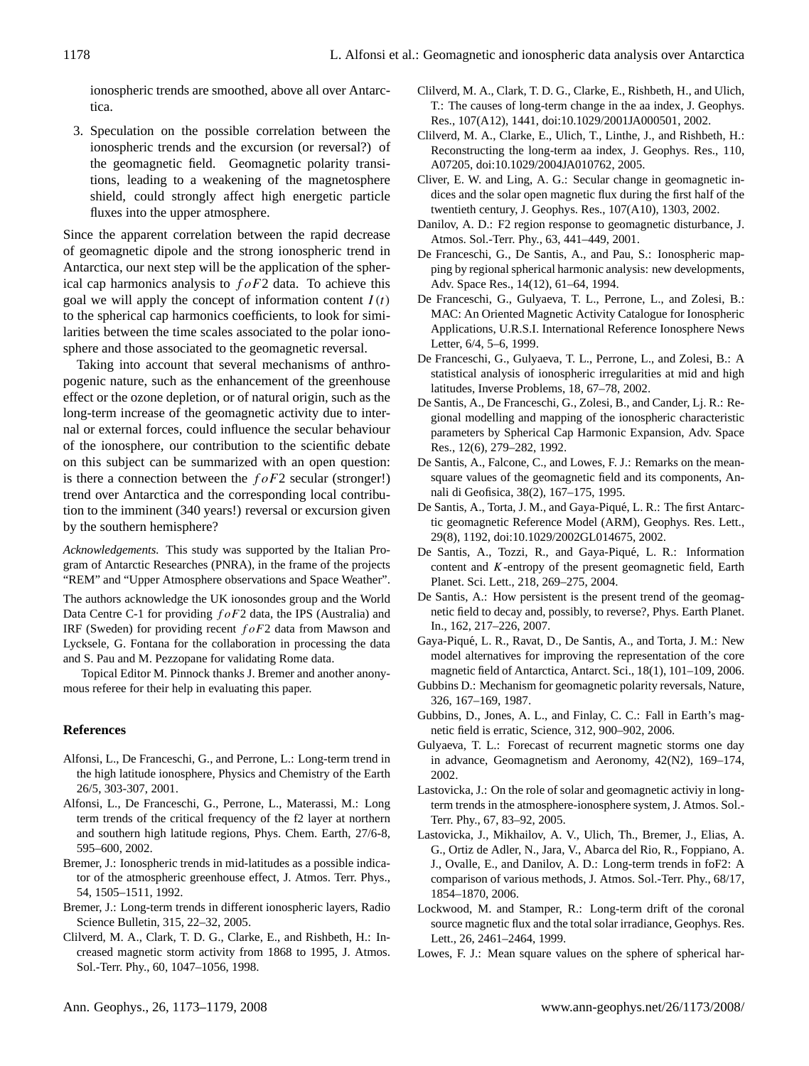ionospheric trends are smoothed, above all over Antarctica.

3. Speculation on the possible correlation between the ionospheric trends and the excursion (or reversal?) of the geomagnetic field. Geomagnetic polarity transitions, leading to a weakening of the magnetosphere shield, could strongly affect high energetic particle fluxes into the upper atmosphere.

Since the apparent correlation between the rapid decrease of geomagnetic dipole and the strong ionospheric trend in Antarctica, our next step will be the application of the spherical cap harmonics analysis to $foF2$ data. To achieve this goal we will apply the concept of information content $I(t)$ to the spherical cap harmonics coefficients, to look for similarities between the time scales associated to the polar ionosphere and those associated to the geomagnetic reversal.

Taking into account that several mechanisms of anthropogenic nature, such as the enhancement of the greenhouse effect or the ozone depletion, or of natural origin, such as the long-term increase of the geomagnetic activity due to internal or external forces, could influence the secular behaviour of the ionosphere, our contribution to the scientific debate on this subject can be summarized with an open question: is there a connection between the $foF2$ secular (stronger!) trend over Antarctica and the corresponding local contribution to the imminent (340 years!) reversal or excursion given by the southern hemisphere?

*Acknowledgements.* This study was supported by the Italian Program of Antarctic Researches (PNRA), in the frame of the projects "REM" and "Upper Atmosphere observations and Space Weather".

The authors acknowledge the UK ionosondes group and the World Data Centre C-1 for providing $foF2$ data, the IPS (Australia) and IRF (Sweden) for providing recent $foF2$ data from Mawson and Lycksele, G. Fontana for the collaboration in processing the data and S. Pau and M. Pezzopane for validating Rome data.

Topical Editor M. Pinnock thanks J. Bremer and another anonymous referee for their help in evaluating this paper.

## References

Alfonsi, L., De Franceschi, G., and Perrone, L.: Long-term trend in the high latitude ionosphere, Physics and Chemistry of the Earth 26/5, 303-307, 2001.

Alfonsi, L., De Franceschi, G., Perrone, L., Materassi, M.: Long term trends of the critical frequency of the f2 layer at northern and southern high latitude regions, Phys. Chem. Earth, 27/6-8, 595–600, 2002.

Bremer, J.: Ionospheric trends in mid-latitudes as a possible indicator of the atmospheric greenhouse effect, J. Atmos. Terr. Phys., 54, 1505–1511, 1992.

Bremer, J.: Long-term trends in different ionospheric layers, Radio Science Bulletin, 315, 22–32, 2005.

Clilverd, M. A., Clark, T. D. G., Clarke, E., and Rishbeth, H.: Increased magnetic storm activity from 1868 to 1995, J. Atmos. Sol.-Terr. Phy., 60, 1047–1056, 1998.

Clilverd, M. A., Clark, T. D. G., Clarke, E., Rishbeth, H., and Ulich, T.: The causes of long-term change in the aa index, J. Geophys. Res., 107(A12), 1441, doi:10.1029/2001JA000501, 2002.

Clilverd, M. A., Clarke, E., Ulich, T., Linthe, J., and Rishbeth, H.: Reconstructing the long-term aa index, J. Geophys. Res., 110, A07205, doi:10.1029/2004JA010762, 2005.

Cliver, E. W. and Ling, A. G.: Secular change in geomagnetic indices and the solar open magnetic flux during the first half of the twentieth century, J. Geophys. Res., 107(A10), 1303, 2002.

Danilov, A. D.: F2 region response to geomagnetic disturbance, J. Atmos. Sol.-Terr. Phy., 63, 441–449, 2001.

De Franceschi, G., De Santis, A., and Pau, S.: Ionospheric mapping by regional spherical harmonic analysis: new developments, Adv. Space Res., 14(12), 61–64, 1994.

De Franceschi, G., Gulyaeva, T. L., Perrone, L., and Zolesi, B.: MAC: An Oriented Magnetic Activity Catalogue for Ionospheric Applications, U.R.S.I. International Reference Ionosphere News Letter, 6/4, 5–6, 1999.

De Franceschi, G., Gulyaeva, T. L., Perrone, L., and Zolesi, B.: A statistical analysis of ionospheric irregularities at mid and high latitudes, Inverse Problems, 18, 67–78, 2002.

De Santis, A., De Franceschi, G., Zolesi, B., and Cander, Lj. R.: Regional modelling and mapping of the ionospheric characteristic parameters by Spherical Cap Harmonic Expansion, Adv. Space Res., 12(6), 279–282, 1992.

De Santis, A., Falcone, C., and Lowes, F. J.: Remarks on the mean-square values of the geomagnetic field and its components, Annali di Geofisica, 38(2), 167–175, 1995.

De Santis, A., Torta, J. M., and Gaya-Piqué, L. R.: The first Antarctic geomagnetic Reference Model (ARM), Geophys. Res. Lett., 29(8), 1192, doi:10.1029/2002GL014675, 2002.

De Santis, A., Tozzi, R., and Gaya-Piqué, L. R.: Information content and $K$-entropy of the present geomagnetic field, Earth Planet. Sci. Lett., 218, 269–275, 2004.

De Santis, A.: How persistent is the present trend of the geomagnetic field to decay and, possibly, to reverse?, Phys. Earth Planet. In., 162, 217–226, 2007.

Gaya-Piqué, L. R., Ravat, D., De Santis, A., and Torta, J. M.: New model alternatives for improving the representation of the core magnetic field of Antarctica, Antarct. Sci., 18(1), 101–109, 2006.

Gubbins D.: Mechanism for geomagnetic polarity reversals, Nature, 326, 167–169, 1987.

Gubbins, D., Jones, A. L., and Finlay, C. C.: Fall in Earth's magnetic field is erratic, Science, 312, 900–902, 2006.

Gulyaeva, T. L.: Forecast of recurrent magnetic storms one day in advance, Geomagnetism and Aeronomy, 42(N2), 169–174, 2002.

Lastovicka, J.: On the role of solar and geomagnetic activiy in long-term trends in the atmosphere-ionosphere system, J. Atmos. Sol.-Terr. Phy., 67, 83–92, 2005.

Lastovicka, J., Mikhailov, A. V., Ulich, Th., Bremer, J., Elias, A. G., Ortiz de Adler, N., Jara, V., Abarca del Rio, R., Foppiano, A. J., Ovalle, E., and Danilov, A. D.: Long-term trends in foF2: A comparison of various methods, J. Atmos. Sol.-Terr. Phy., 68/17, 1854–1870, 2006.

Lockwood, M. and Stamper, R.: Long-term drift of the coronal source magnetic flux and the total solar irradiance, Geophys. Res. Lett., 26, 2461–2464, 1999.

Lowes, F. J.: Mean square values on the sphere of spherical har-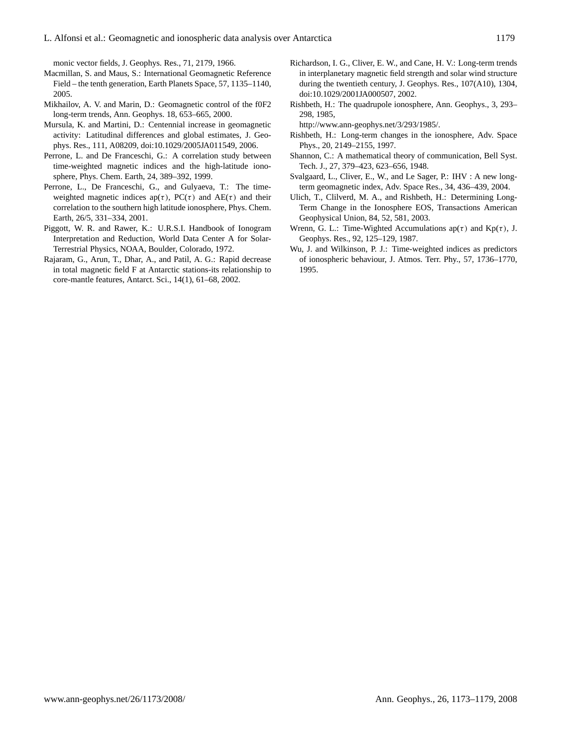monic vector fields, J. Geophys. Res., 71, 2179, 1966.

Macmillan, S. and Maus, S.: International Geomagnetic Reference Field – the tenth generation, Earth Planets Space, 57, 1135–1140, 2005.

Mikhailov, A. V. and Marin, D.: Geomagnetic control of the f0F2 long-term trends, Ann. Geophys. 18, 653–665, 2000.

Mursula, K. and Martini, D.: Centennial increase in geomagnetic activity: Latitudinal differences and global estimates, J. Geophys. Res., 111, A08209, doi:10.1029/2005JA011549, 2006.

Perrone, L. and De Franceschi, G.: A correlation study between time-weighted magnetic indices and the high-latitude ionosphere, Phys. Chem. Earth, 24, 389–392, 1999.

Perrone, L., De Franceschi, G., and Gulyaeva, T.: The time-weighted magnetic indices ap($\tau$), PC($\tau$) and AE($\tau$) and their correlation to the southern high latitude ionosphere, Phys. Chem. Earth, 26/5, 331–334, 2001.

Piggott, W. R. and Rawer, K.: U.R.S.I. Handbook of Ionogram Interpretation and Reduction, World Data Center A for Solar-Terrestrial Physics, NOAA, Boulder, Colorado, 1972.

Rajaram, G., Arun, T., Dhar, A., and Patil, A. G.: Rapid decrease in total magnetic field F at Antarctic stations-its relationship to core-mantle features, Antarct. Sci., 14(1), 61–68, 2002.

Richardson, I. G., Cliver, E. W., and Cane, H. V.: Long-term trends in interplanetary magnetic field strength and solar wind structure during the twentieth century, J. Geophys. Res., 107(A10), 1304, doi:10.1029/2001JA000507, 2002.

Rishbeth, H.: The quadrupole ionosphere, Ann. Geophys., 3, 293–298, 1985, http://www.ann-geophys.net/3/293/1985/.

Rishbeth, H.: Long-term changes in the ionosphere, Adv. Space Phys., 20, 2149–2155, 1997.

Shannon, C.: A mathematical theory of communication, Bell Syst. Tech. J., 27, 379–423, 623–656, 1948.

Svalgaard, L., Cliver, E., W., and Le Sager, P.: IHV : A new long-term geomagnetic index, Adv. Space Res., 34, 436–439, 2004.

Ulich, T., Clilverd, M. A., and Rishbeth, H.: Determining Long-Term Change in the Ionosphere EOS, Transactions American Geophysical Union, 84, 52, 581, 2003.

Wrenn, G. L.: Time-Wighted Accumulations ap($\tau$) and Kp($\tau$), J. Geophys. Res., 92, 125–129, 1987.

Wu, J. and Wilkinson, P. J.: Time-weighted indices as predictors of ionospheric behaviour, J. Atmos. Terr. Phy., 57, 1736–1770, 1995.